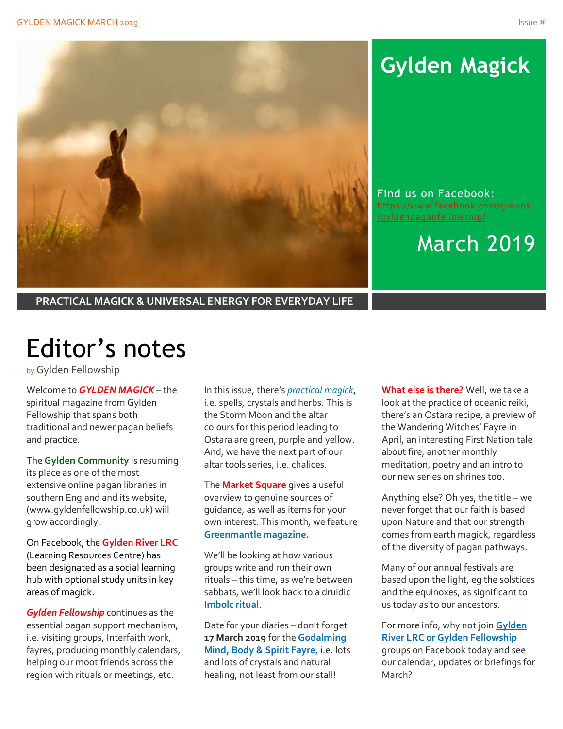# Gylden Magick

Find us on Facebook: https://www.facebook.com/groups/gyldenpaganfellowship/

March 2019

**PRACTICAL MAGICK & UNIVERSAL ENERGY FOR EVERYDAY LIFE**

# Editor's notes

by Gylden Fellowship

Welcome to ***GYLDEN MAGICK*** – the spiritual magazine from Gylden Fellowship that spans both traditional and newer pagan beliefs and practice.

The **Gylden Community** is resuming its place as one of the most extensive online pagan libraries in southern England and its website, (www.gyldenfellowship.co.uk) will grow accordingly.

On Facebook, the **Gylden River LRC** (Learning Resources Centre) has been designated as a social learning hub with optional study units in key areas of magick.

***Gylden Fellowship*** continues as the essential pagan support mechanism, i.e. visiting groups, Interfaith work, fayres, producing monthly calendars, helping our moot friends across the region with rituals or meetings, etc.

In this issue, there's *practical magick*, i.e. spells, crystals and herbs. This is the Storm Moon and the altar colours for this period leading to Ostara are green, purple and yellow. And, we have the next part of our altar tools series, i.e. chalices.

The **Market Square** gives a useful overview to genuine sources of guidance, as well as items for your own interest. This month, we feature **Greenmantle magazine.**

We'll be looking at how various groups write and run their own rituals – this time, as we're between sabbats, we'll look back to a druidic **Imbolc ritual**.

Date for your diaries – don't forget **17 March 2019** for the **Godalming Mind, Body & Spirit Fayre**, i.e. lots and lots of crystals and natural healing, not least from our stall!

**What else is there?** Well, we take a look at the practice of oceanic reiki, there's an Ostara recipe, a preview of the Wandering Witches' Fayre in April, an interesting First Nation tale about fire, another monthly meditation, poetry and an intro to our new series on shrines too.

Anything else? Oh yes, the title – we never forget that our faith is based upon Nature and that our strength comes from earth magick, regardless of the diversity of pagan pathways.

Many of our annual festivals are based upon the light, eg the solstices and the equinoxes, as significant to us today as to our ancestors.

For more info, why not join **Gylden River LRC or Gylden Fellowship** groups on Facebook today and see our calendar, updates or briefings for March?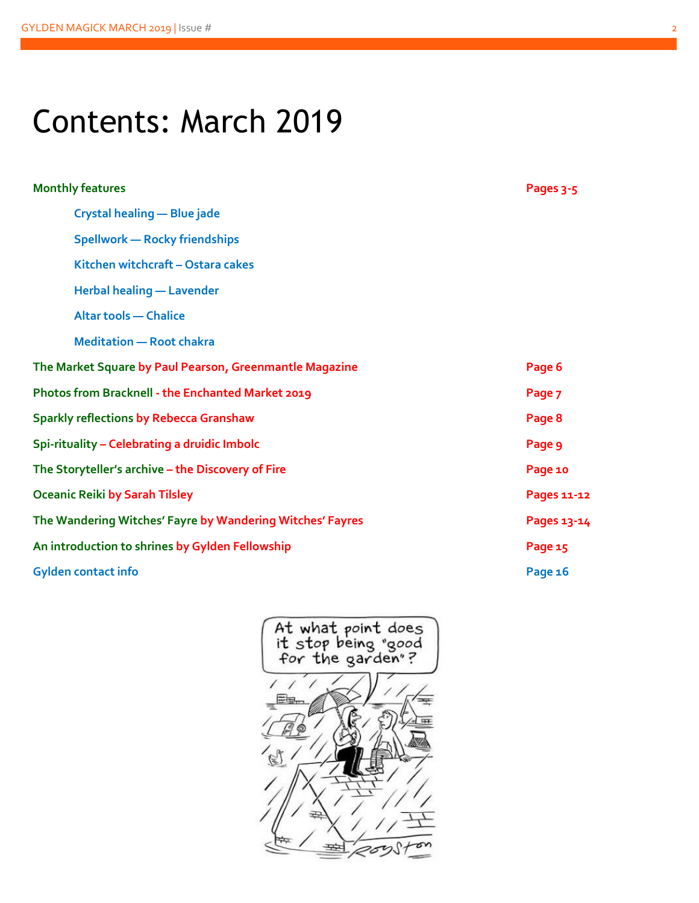# Contents: March 2019

| | |
|---|---|
| **Monthly features** | **Pages 3-5** |
| Crystal healing — Blue jade | |
| Spellwork — Rocky friendships | |
| Kitchen witchcraft – Ostara cakes | |
| Herbal healing — Lavender | |
| Altar tools — Chalice | |
| Meditation — Root chakra | |
| **The Market Square** by Paul Pearson, Greenmantle Magazine | Page 6 |
| **Photos from Bracknell** - the Enchanted Market 2019 | Page 7 |
| **Sparkly reflections** by Rebecca Granshaw | Page 8 |
| **Spi-rituality** – Celebrating a druidic Imbolc | Page 9 |
| **The Storyteller's archive** – the Discovery of Fire | Page 10 |
| **Oceanic Reiki** by Sarah Tilsley | Pages 11-12 |
| **The Wandering Witches' Fayre** by Wandering Witches' Fayres | Pages 13-14 |
| **An introduction to shrines** by Gylden Fellowship | Page 15 |
| **Gylden contact info** | Page 16 |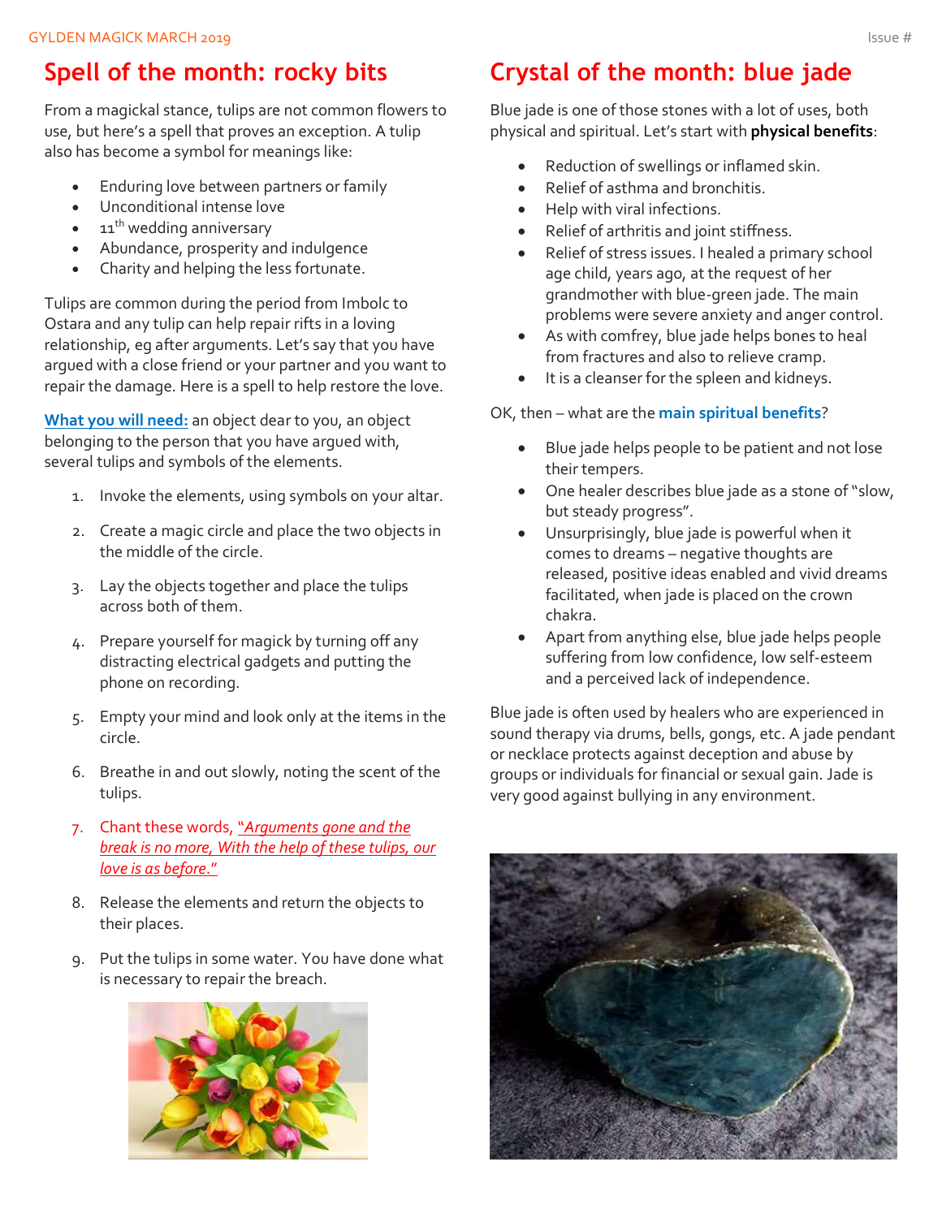## Spell of the month: rocky bits

From a magickal stance, tulips are not common flowers to use, but here's a spell that proves an exception. A tulip also has become a symbol for meanings like:

- Enduring love between partners or family
- Unconditional intense love
- 11th wedding anniversary
- Abundance, prosperity and indulgence
- Charity and helping the less fortunate.

Tulips are common during the period from Imbolc to Ostara and any tulip can help repair rifts in a loving relationship, eg after arguments. Let's say that you have argued with a close friend or your partner and you want to repair the damage. Here is a spell to help restore the love.

**What you will need:** an object dear to you, an object belonging to the person that you have argued with, several tulips and symbols of the elements.

1. Invoke the elements, using symbols on your altar.
2. Create a magic circle and place the two objects in the middle of the circle.
3. Lay the objects together and place the tulips across both of them.
4. Prepare yourself for magick by turning off any distracting electrical gadgets and putting the phone on recording.
5. Empty your mind and look only at the items in the circle.
6. Breathe in and out slowly, noting the scent of the tulips.
7. Chant these words, *"Arguments gone and the break is no more, With the help of these tulips, our love is as before."*
8. Release the elements and return the objects to their places.
9. Put the tulips in some water. You have done what is necessary to repair the breach.

## Crystal of the month: blue jade

Blue jade is one of those stones with a lot of uses, both physical and spiritual. Let's start with **physical benefits**:

- Reduction of swellings or inflamed skin.
- Relief of asthma and bronchitis.
- Help with viral infections.
- Relief of arthritis and joint stiffness.
- Relief of stress issues. I healed a primary school age child, years ago, at the request of her grandmother with blue-green jade. The main problems were severe anxiety and anger control.
- As with comfrey, blue jade helps bones to heal from fractures and also to relieve cramp.
- It is a cleanser for the spleen and kidneys.

OK, then – what are the **main spiritual benefits**?

- Blue jade helps people to be patient and not lose their tempers.
- One healer describes blue jade as a stone of "slow, but steady progress".
- Unsurprisingly, blue jade is powerful when it comes to dreams – negative thoughts are released, positive ideas enabled and vivid dreams facilitated, when jade is placed on the crown chakra.
- Apart from anything else, blue jade helps people suffering from low confidence, low self-esteem and a perceived lack of independence.

Blue jade is often used by healers who are experienced in sound therapy via drums, bells, gongs, etc. A jade pendant or necklace protects against deception and abuse by groups or individuals for financial or sexual gain. Jade is very good against bullying in any environment.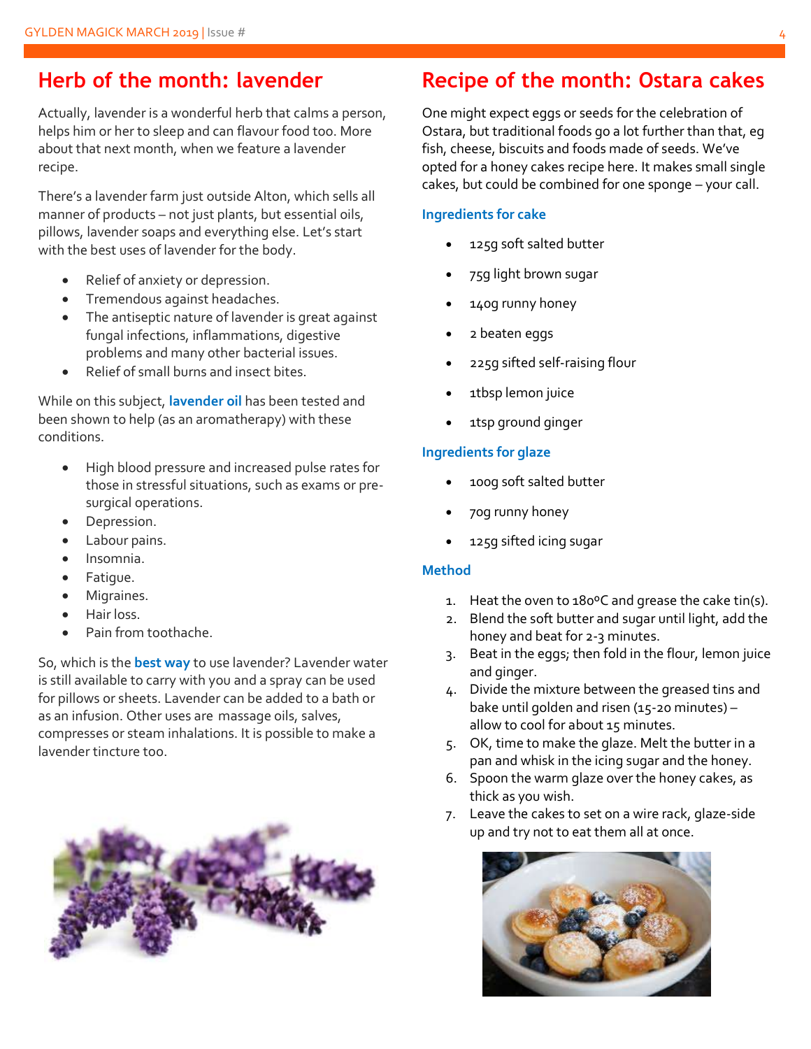## Herb of the month: lavender

Actually, lavender is a wonderful herb that calms a person, helps him or her to sleep and can flavour food too. More about that next month, when we feature a lavender recipe.

There's a lavender farm just outside Alton, which sells all manner of products – not just plants, but essential oils, pillows, lavender soaps and everything else. Let's start with the best uses of lavender for the body.

- Relief of anxiety or depression.
- Tremendous against headaches.
- The antiseptic nature of lavender is great against fungal infections, inflammations, digestive problems and many other bacterial issues.
- Relief of small burns and insect bites.

While on this subject, **lavender oil** has been tested and been shown to help (as an aromatherapy) with these conditions.

- High blood pressure and increased pulse rates for those in stressful situations, such as exams or pre-surgical operations.
- Depression.
- Labour pains.
- Insomnia.
- Fatigue.
- Migraines.
- Hair loss.
- Pain from toothache.

So, which is the **best way** to use lavender? Lavender water is still available to carry with you and a spray can be used for pillows or sheets. Lavender can be added to a bath or as an infusion. Other uses are massage oils, salves, compresses or steam inhalations. It is possible to make a lavender tincture too.

## Recipe of the month: Ostara cakes

One might expect eggs or seeds for the celebration of Ostara, but traditional foods go a lot further than that, eg fish, cheese, biscuits and foods made of seeds. We've opted for a honey cakes recipe here. It makes small single cakes, but could be combined for one sponge – your call.

### Ingredients for cake

- 125g soft salted butter
- 75g light brown sugar
- 140g runny honey
- 2 beaten eggs
- 225g sifted self-raising flour
- 1tbsp lemon juice
- 1tsp ground ginger

### Ingredients for glaze

- 100g soft salted butter
- 70g runny honey
- 125g sifted icing sugar

### Method

1. Heat the oven to 180ºC and grease the cake tin(s).
2. Blend the soft butter and sugar until light, add the honey and beat for 2-3 minutes.
3. Beat in the eggs; then fold in the flour, lemon juice and ginger.
4. Divide the mixture between the greased tins and bake until golden and risen (15-20 minutes) – allow to cool for about 15 minutes.
5. OK, time to make the glaze. Melt the butter in a pan and whisk in the icing sugar and the honey.
6. Spoon the warm glaze over the honey cakes, as thick as you wish.
7. Leave the cakes to set on a wire rack, glaze-side up and try not to eat them all at once.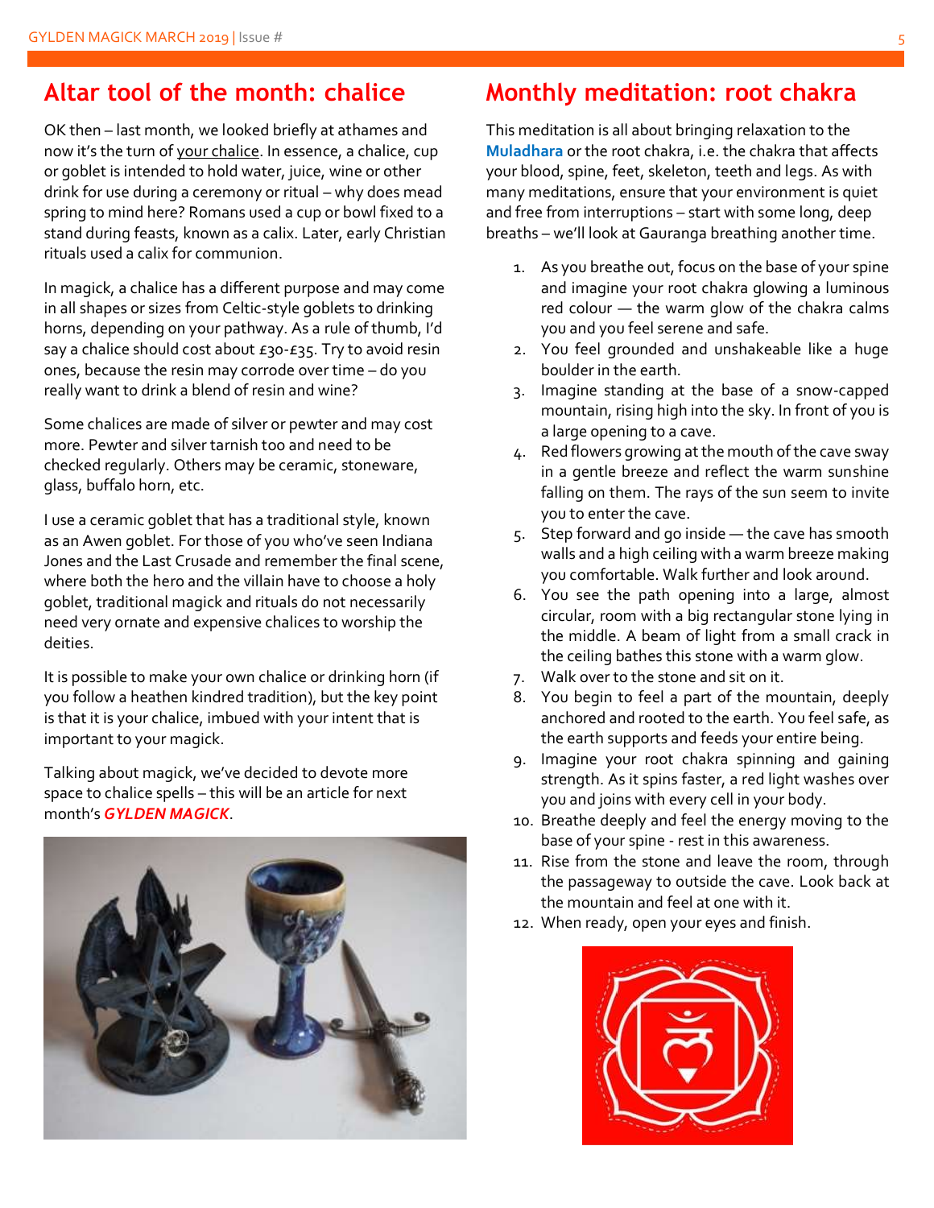## Altar tool of the month: chalice

OK then – last month, we looked briefly at athames and now it's the turn of your chalice. In essence, a chalice, cup or goblet is intended to hold water, juice, wine or other drink for use during a ceremony or ritual – why does mead spring to mind here? Romans used a cup or bowl fixed to a stand during feasts, known as a calix. Later, early Christian rituals used a calix for communion.

In magick, a chalice has a different purpose and may come in all shapes or sizes from Celtic-style goblets to drinking horns, depending on your pathway. As a rule of thumb, I'd say a chalice should cost about £30-£35. Try to avoid resin ones, because the resin may corrode over time – do you really want to drink a blend of resin and wine?

Some chalices are made of silver or pewter and may cost more. Pewter and silver tarnish too and need to be checked regularly. Others may be ceramic, stoneware, glass, buffalo horn, etc.

I use a ceramic goblet that has a traditional style, known as an Awen goblet. For those of you who've seen Indiana Jones and the Last Crusade and remember the final scene, where both the hero and the villain have to choose a holy goblet, traditional magick and rituals do not necessarily need very ornate and expensive chalices to worship the deities.

It is possible to make your own chalice or drinking horn (if you follow a heathen kindred tradition), but the key point is that it is your chalice, imbued with your intent that is important to your magick.

Talking about magick, we've decided to devote more space to chalice spells – this will be an article for next month's ***GYLDEN MAGICK***.

## Monthly meditation: root chakra

This meditation is all about bringing relaxation to the **Muladhara** or the root chakra, i.e. the chakra that affects your blood, spine, feet, skeleton, teeth and legs. As with many meditations, ensure that your environment is quiet and free from interruptions – start with some long, deep breaths – we'll look at Gauranga breathing another time.

1. As you breathe out, focus on the base of your spine and imagine your root chakra glowing a luminous red colour — the warm glow of the chakra calms you and you feel serene and safe.
2. You feel grounded and unshakeable like a huge boulder in the earth.
3. Imagine standing at the base of a snow-capped mountain, rising high into the sky. In front of you is a large opening to a cave.
4. Red flowers growing at the mouth of the cave sway in a gentle breeze and reflect the warm sunshine falling on them. The rays of the sun seem to invite you to enter the cave.
5. Step forward and go inside — the cave has smooth walls and a high ceiling with a warm breeze making you comfortable. Walk further and look around.
6. You see the path opening into a large, almost circular, room with a big rectangular stone lying in the middle. A beam of light from a small crack in the ceiling bathes this stone with a warm glow.
7. Walk over to the stone and sit on it.
8. You begin to feel a part of the mountain, deeply anchored and rooted to the earth. You feel safe, as the earth supports and feeds your entire being.
9. Imagine your root chakra spinning and gaining strength. As it spins faster, a red light washes over you and joins with every cell in your body.
10. Breathe deeply and feel the energy moving to the base of your spine - rest in this awareness.
11. Rise from the stone and leave the room, through the passageway to outside the cave. Look back at the mountain and feel at one with it.
12. When ready, open your eyes and finish.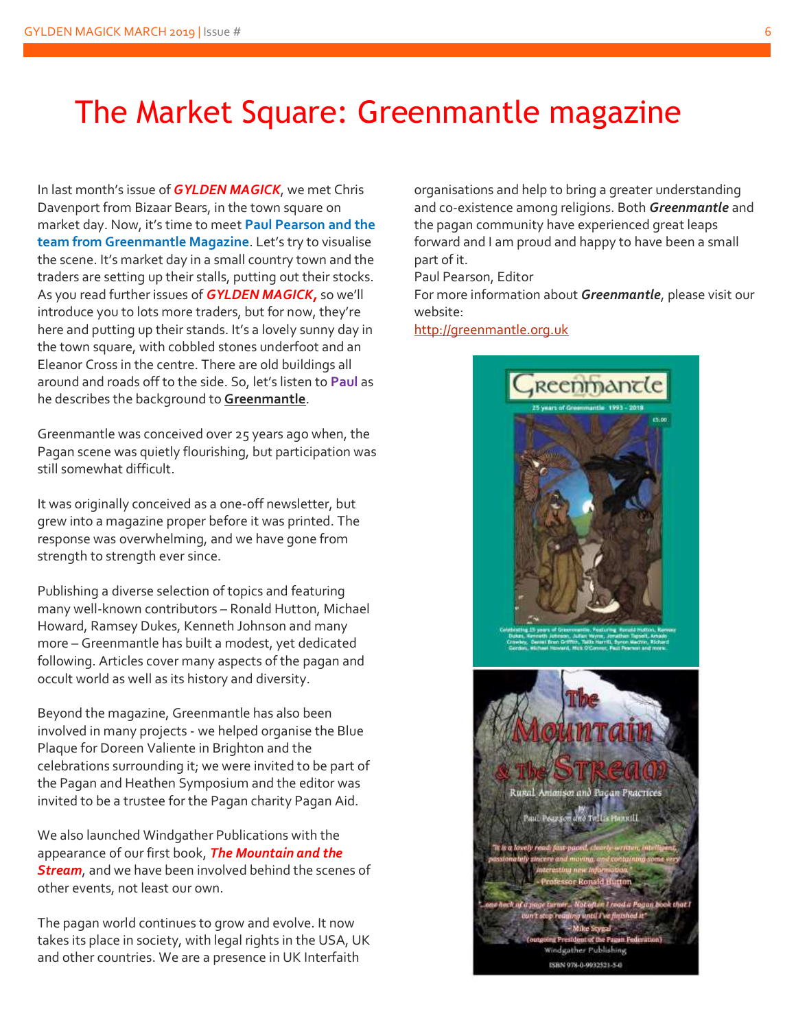# The Market Square: Greenmantle magazine

In last month's issue of ***GYLDEN MAGICK***, we met Chris Davenport from Bizaar Bears, in the town square on market day. Now, it's time to meet **Paul Pearson and the team from Greenmantle Magazine**. Let's try to visualise the scene. It's market day in a small country town and the traders are setting up their stalls, putting out their stocks. As you read further issues of ***GYLDEN MAGICK,*** so we'll introduce you to lots more traders, but for now, they're here and putting up their stands. It's a lovely sunny day in the town square, with cobbled stones underfoot and an Eleanor Cross in the centre. There are old buildings all around and roads off to the side. So, let's listen to **Paul** as he describes the background to **Greenmantle**.

Greenmantle was conceived over 25 years ago when, the Pagan scene was quietly flourishing, but participation was still somewhat difficult.

It was originally conceived as a one-off newsletter, but grew into a magazine proper before it was printed. The response was overwhelming, and we have gone from strength to strength ever since.

Publishing a diverse selection of topics and featuring many well-known contributors – Ronald Hutton, Michael Howard, Ramsey Dukes, Kenneth Johnson and many more – Greenmantle has built a modest, yet dedicated following. Articles cover many aspects of the pagan and occult world as well as its history and diversity.

Beyond the magazine, Greenmantle has also been involved in many projects - we helped organise the Blue Plaque for Doreen Valiente in Brighton and the celebrations surrounding it; we were invited to be part of the Pagan and Heathen Symposium and the editor was invited to be a trustee for the Pagan charity Pagan Aid.

We also launched Windgather Publications with the appearance of our first book, ***The Mountain and the Stream***, and we have been involved behind the scenes of other events, not least our own.

The pagan world continues to grow and evolve. It now takes its place in society, with legal rights in the USA, UK and other countries. We are a presence in UK Interfaith organisations and help to bring a greater understanding and co-existence among religions. Both ***Greenmantle*** and the pagan community have experienced great leaps forward and I am proud and happy to have been a small part of it.

Paul Pearson, Editor

For more information about ***Greenmantle***, please visit our website:

http://greenmantle.org.uk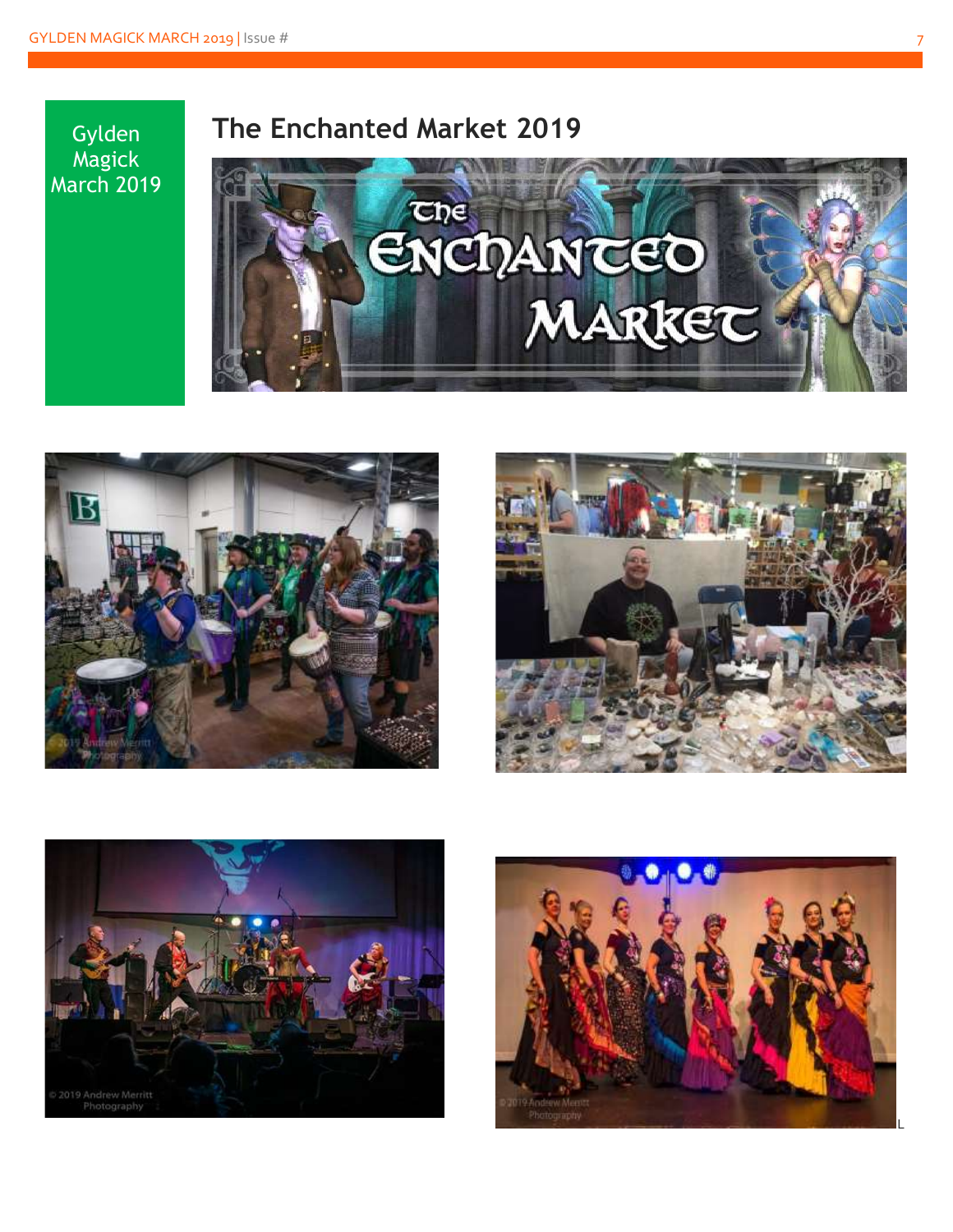Gylden Magick March 2019

## The Enchanted Market 2019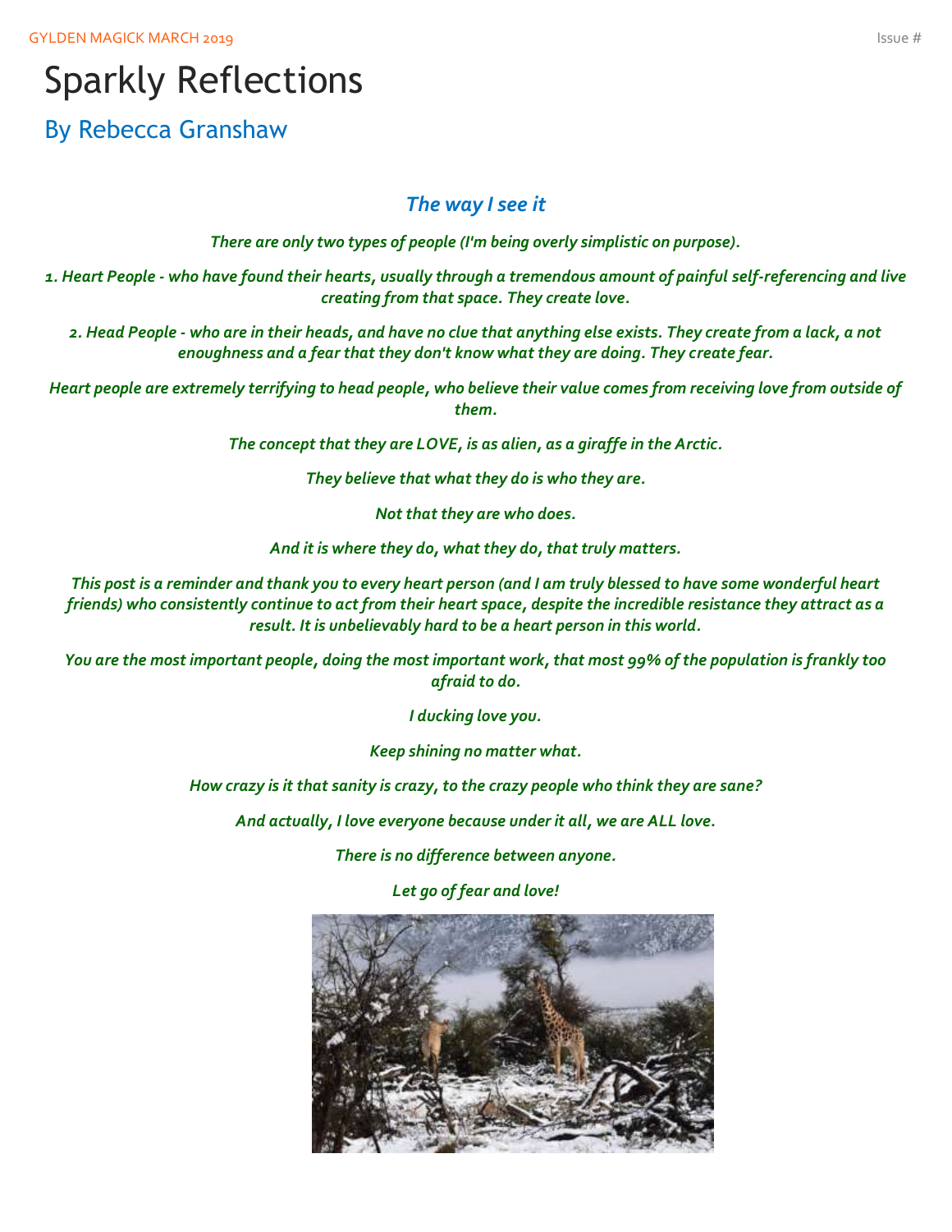# Sparkly Reflections

## By Rebecca Granshaw

### *The way I see it*

***There are only two types of people (I'm being overly simplistic on purpose).***

***1. Heart People - who have found their hearts, usually through a tremendous amount of painful self-referencing and live creating from that space. They create love.***

***2. Head People - who are in their heads, and have no clue that anything else exists. They create from a lack, a not enoughness and a fear that they don't know what they are doing. They create fear.***

***Heart people are extremely terrifying to head people, who believe their value comes from receiving love from outside of them.***

***The concept that they are LOVE, is as alien, as a giraffe in the Arctic.***

***They believe that what they do is who they are.***

***Not that they are who does.***

***And it is where they do, what they do, that truly matters.***

***This post is a reminder and thank you to every heart person (and I am truly blessed to have some wonderful heart friends) who consistently continue to act from their heart space, despite the incredible resistance they attract as a result. It is unbelievably hard to be a heart person in this world.***

***You are the most important people, doing the most important work, that most 99% of the population is frankly too afraid to do.***

***I ducking love you.***

***Keep shining no matter what.***

***How crazy is it that sanity is crazy, to the crazy people who think they are sane?***

***And actually, I love everyone because under it all, we are ALL love.***

***There is no difference between anyone.***

***Let go of fear and love!***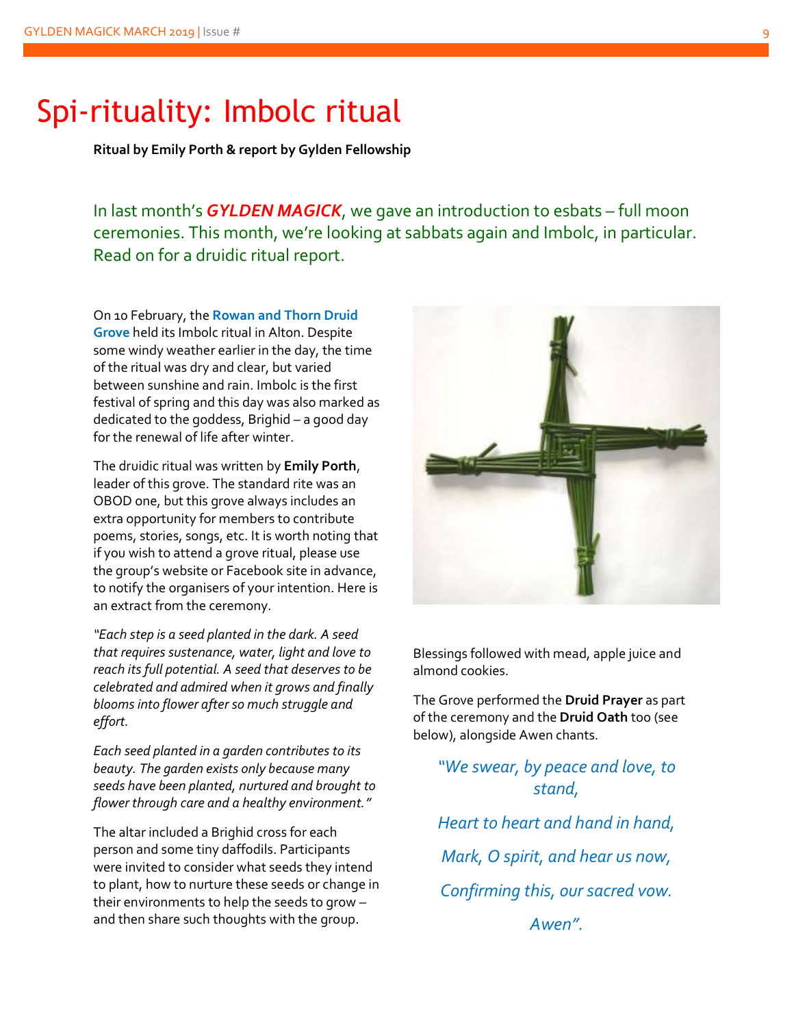# Spi-rituality: Imbolc ritual

**Ritual by Emily Porth & report by Gylden Fellowship**

In last month's ***GYLDEN MAGICK***, we gave an introduction to esbats – full moon ceremonies. This month, we're looking at sabbats again and Imbolc, in particular. Read on for a druidic ritual report.

On 10 February, the **Rowan and Thorn Druid Grove** held its Imbolc ritual in Alton. Despite some windy weather earlier in the day, the time of the ritual was dry and clear, but varied between sunshine and rain. Imbolc is the first festival of spring and this day was also marked as dedicated to the goddess, Brighid – a good day for the renewal of life after winter.

The druidic ritual was written by **Emily Porth**, leader of this grove. The standard rite was an OBOD one, but this grove always includes an extra opportunity for members to contribute poems, stories, songs, etc. It is worth noting that if you wish to attend a grove ritual, please use the group's website or Facebook site in advance, to notify the organisers of your intention. Here is an extract from the ceremony.

*"Each step is a seed planted in the dark. A seed that requires sustenance, water, light and love to reach its full potential. A seed that deserves to be celebrated and admired when it grows and finally blooms into flower after so much struggle and effort.*

*Each seed planted in a garden contributes to its beauty. The garden exists only because many seeds have been planted, nurtured and brought to flower through care and a healthy environment."*

The altar included a Brighid cross for each person and some tiny daffodils. Participants were invited to consider what seeds they intend to plant, how to nurture these seeds or change in their environments to help the seeds to grow – and then share such thoughts with the group.

Blessings followed with mead, apple juice and almond cookies.

The Grove performed the **Druid Prayer** as part of the ceremony and the **Druid Oath** too (see below), alongside Awen chants.

*"We swear, by peace and love, to stand,*

*Heart to heart and hand in hand,*

*Mark, O spirit, and hear us now,*

*Confirming this, our sacred vow.*

*Awen".*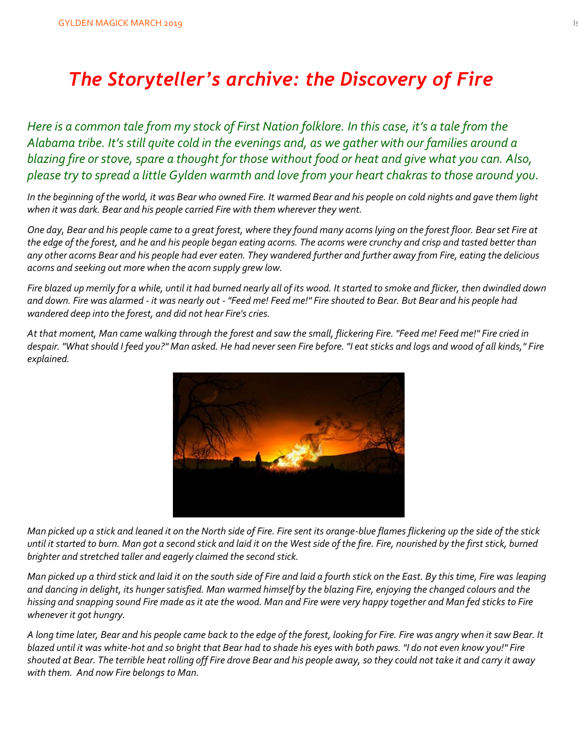# *The Storyteller's archive: the Discovery of Fire*

*Here is a common tale from my stock of First Nation folklore. In this case, it's a tale from the Alabama tribe. It's still quite cold in the evenings and, as we gather with our families around a blazing fire or stove, spare a thought for those without food or heat and give what you can. Also, please try to spread a little Gylden warmth and love from your heart chakras to those around you.*

*In the beginning of the world, it was Bear who owned Fire. It warmed Bear and his people on cold nights and gave them light when it was dark. Bear and his people carried Fire with them wherever they went.*

*One day, Bear and his people came to a great forest, where they found many acorns lying on the forest floor. Bear set Fire at the edge of the forest, and he and his people began eating acorns. The acorns were crunchy and crisp and tasted better than any other acorns Bear and his people had ever eaten. They wandered further and further away from Fire, eating the delicious acorns and seeking out more when the acorn supply grew low.*

*Fire blazed up merrily for a while, until it had burned nearly all of its wood. It started to smoke and flicker, then dwindled down and down. Fire was alarmed - it was nearly out - "Feed me! Feed me!" Fire shouted to Bear. But Bear and his people had wandered deep into the forest, and did not hear Fire's cries.*

*At that moment, Man came walking through the forest and saw the small, flickering Fire. "Feed me! Feed me!" Fire cried in despair. "What should I feed you?" Man asked. He had never seen Fire before. "I eat sticks and logs and wood of all kinds," Fire explained.*

*Man picked up a stick and leaned it on the North side of Fire. Fire sent its orange-blue flames flickering up the side of the stick until it started to burn. Man got a second stick and laid it on the West side of the fire. Fire, nourished by the first stick, burned brighter and stretched taller and eagerly claimed the second stick.*

*Man picked up a third stick and laid it on the south side of Fire and laid a fourth stick on the East. By this time, Fire was leaping and dancing in delight, its hunger satisfied. Man warmed himself by the blazing Fire, enjoying the changed colours and the hissing and snapping sound Fire made as it ate the wood. Man and Fire were very happy together and Man fed sticks to Fire whenever it got hungry.*

*A long time later, Bear and his people came back to the edge of the forest, looking for Fire. Fire was angry when it saw Bear. It blazed until it was white-hot and so bright that Bear had to shade his eyes with both paws. "I do not even know you!" Fire shouted at Bear. The terrible heat rolling off Fire drove Bear and his people away, so they could not take it and carry it away with them. And now Fire belongs to Man.*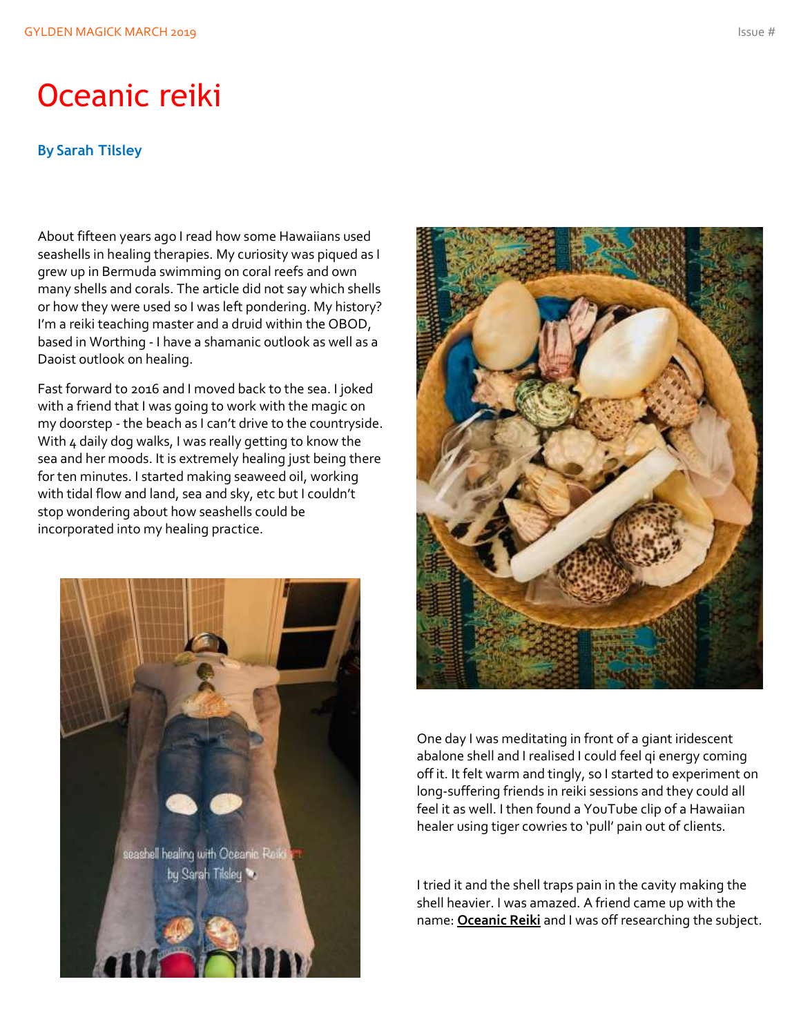# Oceanic reiki

**By Sarah Tilsley**

About fifteen years ago I read how some Hawaiians used seashells in healing therapies. My curiosity was piqued as I grew up in Bermuda swimming on coral reefs and own many shells and corals. The article did not say which shells or how they were used so I was left pondering. My history? I'm a reiki teaching master and a druid within the OBOD, based in Worthing - I have a shamanic outlook as well as a Daoist outlook on healing.

Fast forward to 2016 and I moved back to the sea. I joked with a friend that I was going to work with the magic on my doorstep - the beach as I can't drive to the countryside. With 4 daily dog walks, I was really getting to know the sea and her moods. It is extremely healing just being there for ten minutes. I started making seaweed oil, working with tidal flow and land, sea and sky, etc but I couldn't stop wondering about how seashells could be incorporated into my healing practice.

One day I was meditating in front of a giant iridescent abalone shell and I realised I could feel qi energy coming off it. It felt warm and tingly, so I started to experiment on long-suffering friends in reiki sessions and they could all feel it as well. I then found a YouTube clip of a Hawaiian healer using tiger cowries to 'pull' pain out of clients.

I tried it and the shell traps pain in the cavity making the shell heavier. I was amazed. A friend came up with the name: **Oceanic Reiki** and I was off researching the subject.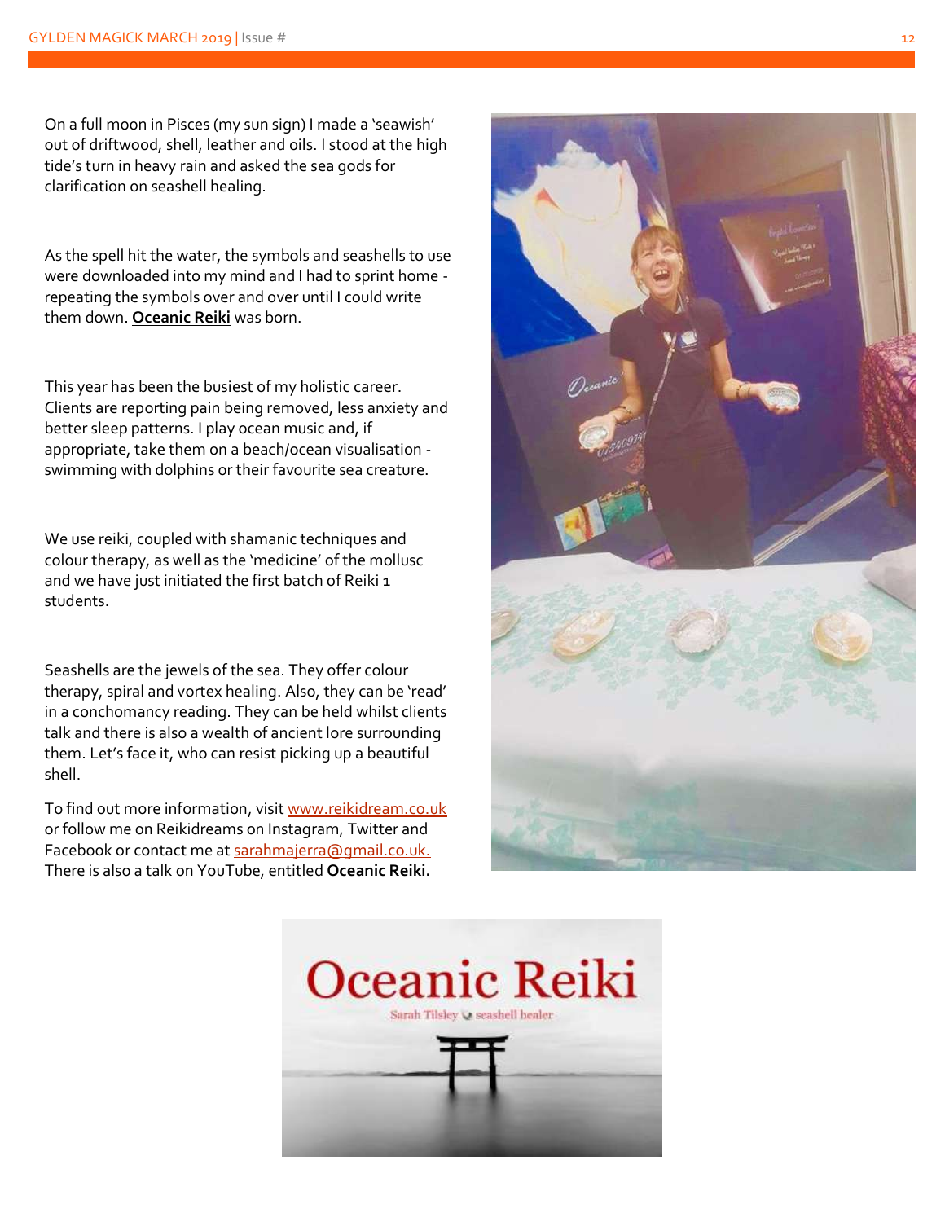On a full moon in Pisces (my sun sign) I made a 'seawish' out of driftwood, shell, leather and oils. I stood at the high tide's turn in heavy rain and asked the sea gods for clarification on seashell healing.

As the spell hit the water, the symbols and seashells to use were downloaded into my mind and I had to sprint home - repeating the symbols over and over until I could write them down. **Oceanic Reiki** was born.

This year has been the busiest of my holistic career. Clients are reporting pain being removed, less anxiety and better sleep patterns. I play ocean music and, if appropriate, take them on a beach/ocean visualisation - swimming with dolphins or their favourite sea creature.

We use reiki, coupled with shamanic techniques and colour therapy, as well as the 'medicine' of the mollusc and we have just initiated the first batch of Reiki 1 students.

Seashells are the jewels of the sea. They offer colour therapy, spiral and vortex healing. Also, they can be 'read' in a conchomancy reading. They can be held whilst clients talk and there is also a wealth of ancient lore surrounding them. Let's face it, who can resist picking up a beautiful shell.

To find out more information, visit www.reikidream.co.uk or follow me on Reikidreams on Instagram, Twitter and Facebook or contact me at sarahmajerra@gmail.co.uk. There is also a talk on YouTube, entitled **Oceanic Reiki.**

Oceanic Reiki

Sarah Tilsley seashell healer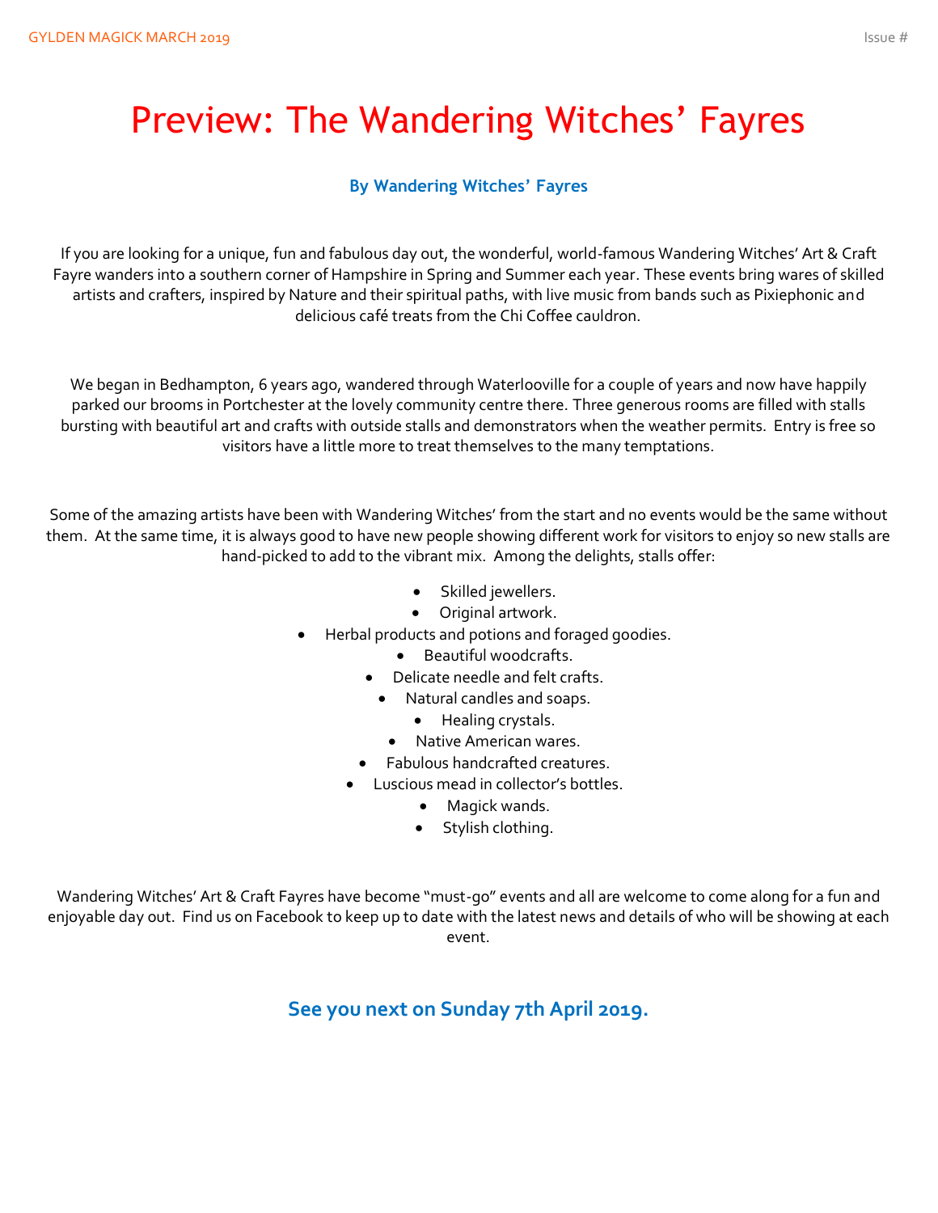# Preview: The Wandering Witches' Fayres

**By Wandering Witches' Fayres**

If you are looking for a unique, fun and fabulous day out, the wonderful, world-famous Wandering Witches' Art & Craft Fayre wanders into a southern corner of Hampshire in Spring and Summer each year. These events bring wares of skilled artists and crafters, inspired by Nature and their spiritual paths, with live music from bands such as Pixiephonic and delicious café treats from the Chi Coffee cauldron.

We began in Bedhampton, 6 years ago, wandered through Waterlooville for a couple of years and now have happily parked our brooms in Portchester at the lovely community centre there. Three generous rooms are filled with stalls bursting with beautiful art and crafts with outside stalls and demonstrators when the weather permits. Entry is free so visitors have a little more to treat themselves to the many temptations.

Some of the amazing artists have been with Wandering Witches' from the start and no events would be the same without them. At the same time, it is always good to have new people showing different work for visitors to enjoy so new stalls are hand-picked to add to the vibrant mix. Among the delights, stalls offer:

- Skilled jewellers.
- Original artwork.
- Herbal products and potions and foraged goodies.
- Beautiful woodcrafts.
- Delicate needle and felt crafts.
- Natural candles and soaps.
- Healing crystals.
- Native American wares.
- Fabulous handcrafted creatures.
- Luscious mead in collector's bottles.
- Magick wands.
- Stylish clothing.

Wandering Witches' Art & Craft Fayres have become "must-go" events and all are welcome to come along for a fun and enjoyable day out. Find us on Facebook to keep up to date with the latest news and details of who will be showing at each event.

**See you next on Sunday 7th April 2019.**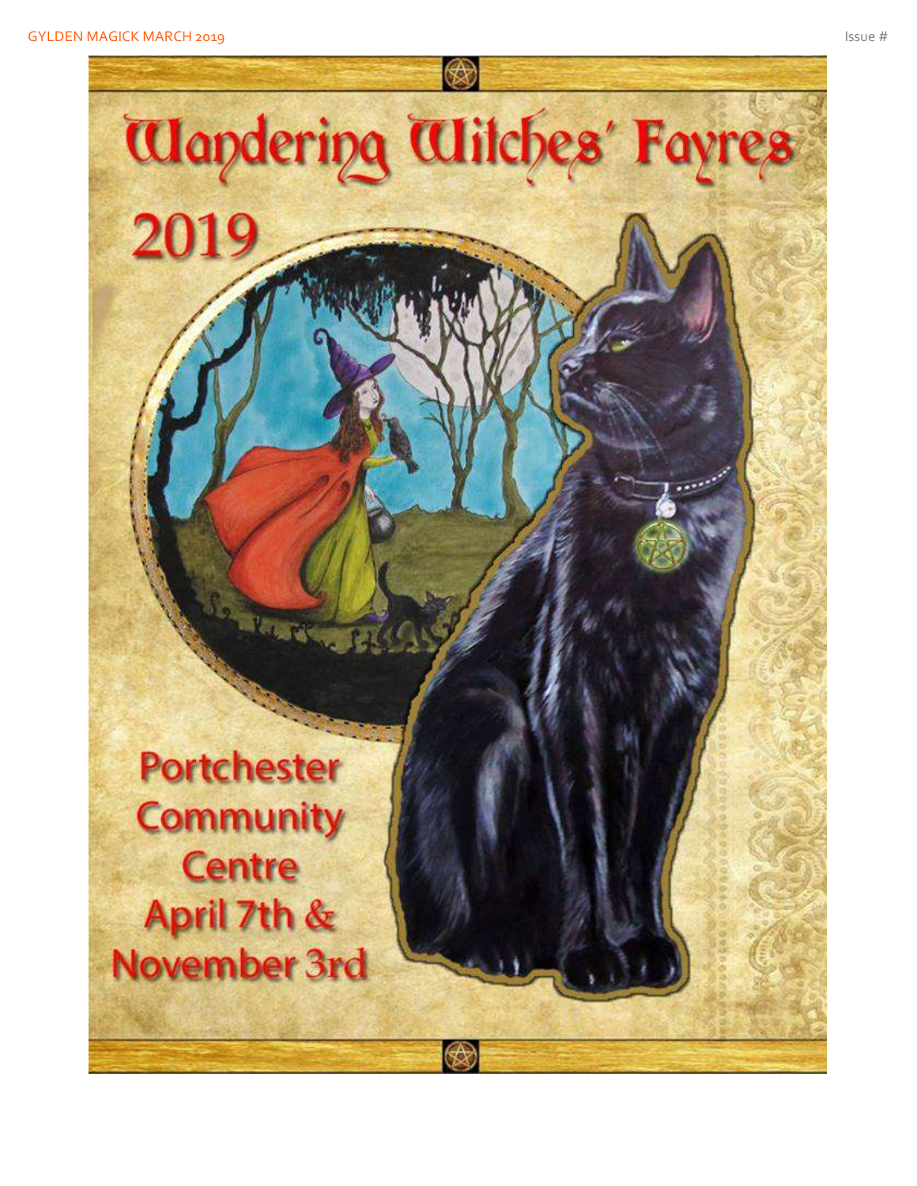# Wandering Witches' Fayres

## 2019

Portchester Community Centre
April 7th & November 3rd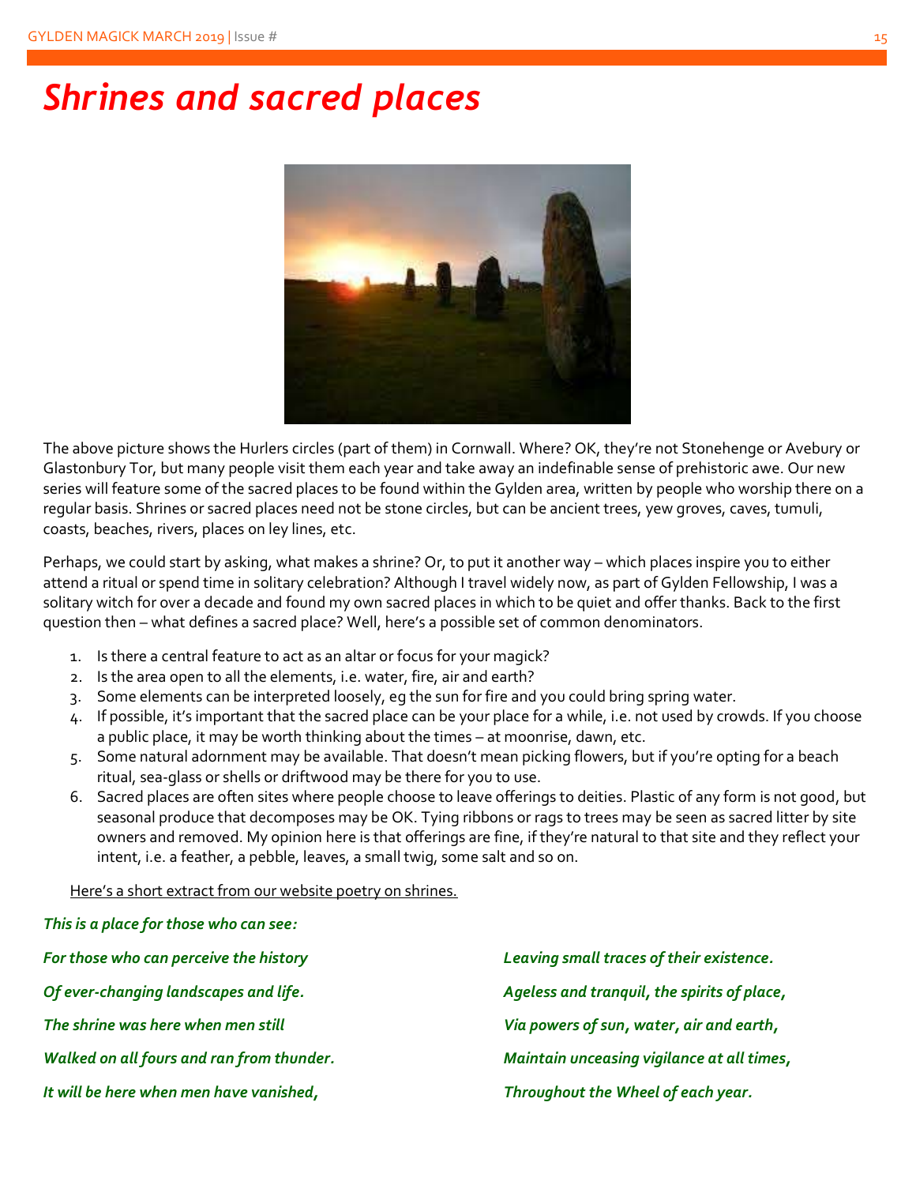# *Shrines and sacred places*

The above picture shows the Hurlers circles (part of them) in Cornwall. Where? OK, they're not Stonehenge or Avebury or Glastonbury Tor, but many people visit them each year and take away an indefinable sense of prehistoric awe. Our new series will feature some of the sacred places to be found within the Gylden area, written by people who worship there on a regular basis. Shrines or sacred places need not be stone circles, but can be ancient trees, yew groves, caves, tumuli, coasts, beaches, rivers, places on ley lines, etc.

Perhaps, we could start by asking, what makes a shrine? Or, to put it another way – which places inspire you to either attend a ritual or spend time in solitary celebration? Although I travel widely now, as part of Gylden Fellowship, I was a solitary witch for over a decade and found my own sacred places in which to be quiet and offer thanks. Back to the first question then – what defines a sacred place? Well, here's a possible set of common denominators.

1. Is there a central feature to act as an altar or focus for your magick?
2. Is the area open to all the elements, i.e. water, fire, air and earth?
3. Some elements can be interpreted loosely, eg the sun for fire and you could bring spring water.
4. If possible, it's important that the sacred place can be your place for a while, i.e. not used by crowds. If you choose a public place, it may be worth thinking about the times – at moonrise, dawn, etc.
5. Some natural adornment may be available. That doesn't mean picking flowers, but if you're opting for a beach ritual, sea-glass or shells or driftwood may be there for you to use.
6. Sacred places are often sites where people choose to leave offerings to deities. Plastic of any form is not good, but seasonal produce that decomposes may be OK. Tying ribbons or rags to trees may be seen as sacred litter by site owners and removed. My opinion here is that offerings are fine, if they're natural to that site and they reflect your intent, i.e. a feather, a pebble, leaves, a small twig, some salt and so on.

Here's a short extract from our website poetry on shrines.

***This is a place for those who can see:***

***For those who can perceive the history***

***Of ever-changing landscapes and life.***

***The shrine was here when men still***

***Walked on all fours and ran from thunder.***

***It will be here when men have vanished,***

***Leaving small traces of their existence.***

***Ageless and tranquil, the spirits of place,***

***Via powers of sun, water, air and earth,***

***Maintain unceasing vigilance at all times,***

***Throughout the Wheel of each year.***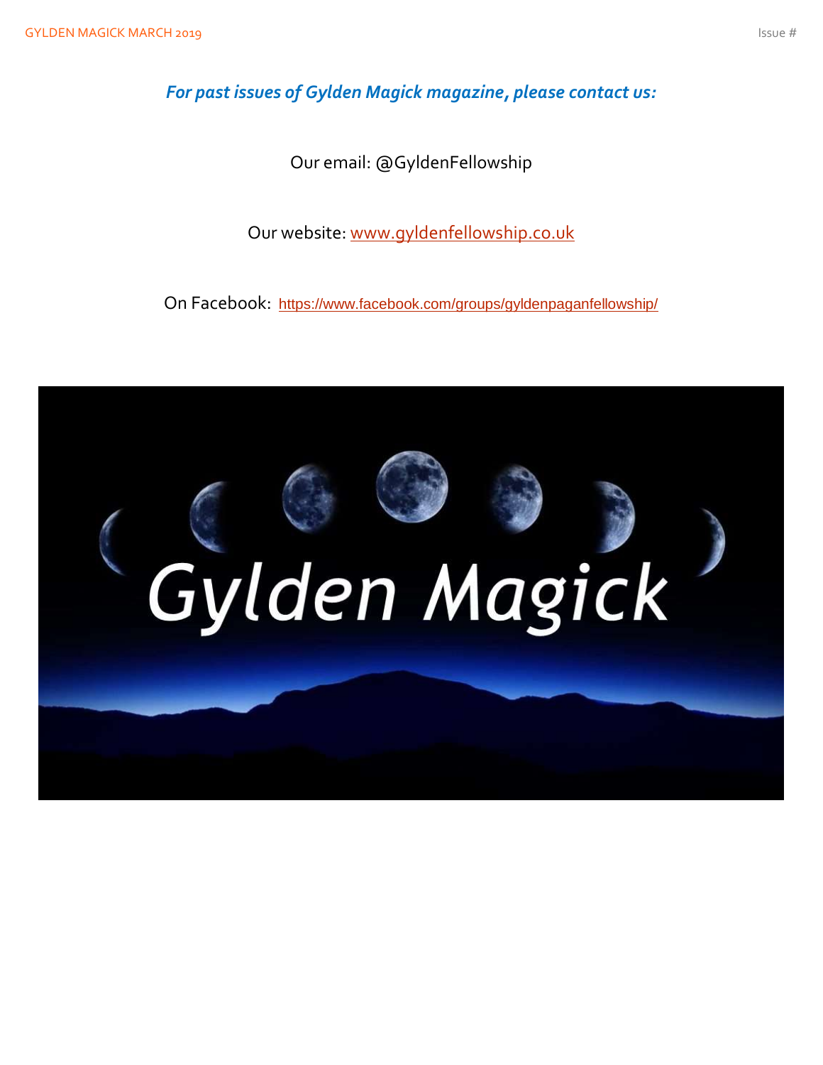***For past issues of Gylden Magick magazine, please contact us:***

Our email: @GyldenFellowship

Our website: [www.gyldenfellowship.co.uk](http://www.gyldenfellowship.co.uk)

On Facebook: [https://www.facebook.com/groups/gyldenpaganfellowship/](https://www.facebook.com/groups/gyldenpaganfellowship/)